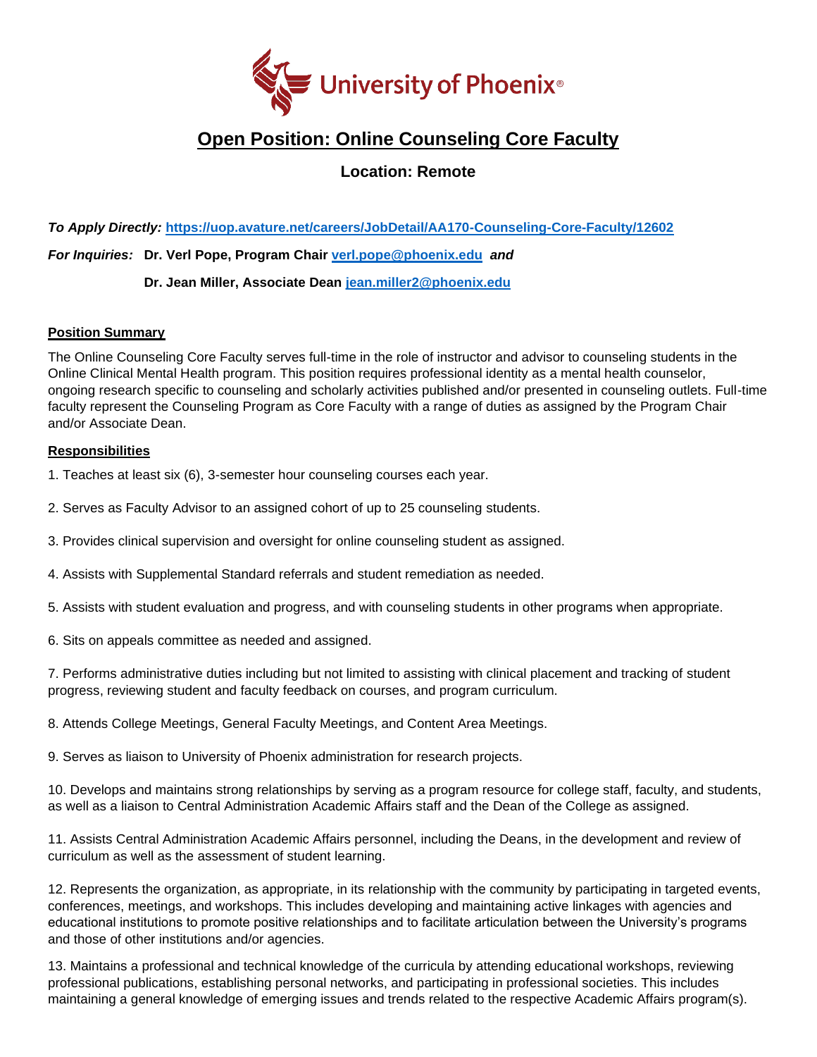University of Phoenix®

# Open Position: Online Counseling Core Faculty

## Location: Remote

***To Apply Directly:*** **https://uop.avature.net/careers/JobDetail/AA170-Counseling-Core-Faculty/12602**

***For Inquiries:*** **Dr. Verl Pope, Program Chair verl.pope@phoenix.edu** ***and***

**Dr. Jean Miller, Associate Dean jean.miller2@phoenix.edu**

### Position Summary

The Online Counseling Core Faculty serves full-time in the role of instructor and advisor to counseling students in the Online Clinical Mental Health program. This position requires professional identity as a mental health counselor, ongoing research specific to counseling and scholarly activities published and/or presented in counseling outlets. Full-time faculty represent the Counseling Program as Core Faculty with a range of duties as assigned by the Program Chair and/or Associate Dean.

### Responsibilities

1. Teaches at least six (6), 3-semester hour counseling courses each year.

2. Serves as Faculty Advisor to an assigned cohort of up to 25 counseling students.

3. Provides clinical supervision and oversight for online counseling student as assigned.

4. Assists with Supplemental Standard referrals and student remediation as needed.

5. Assists with student evaluation and progress, and with counseling students in other programs when appropriate.

6. Sits on appeals committee as needed and assigned.

7. Performs administrative duties including but not limited to assisting with clinical placement and tracking of student progress, reviewing student and faculty feedback on courses, and program curriculum.

8. Attends College Meetings, General Faculty Meetings, and Content Area Meetings.

9. Serves as liaison to University of Phoenix administration for research projects.

10. Develops and maintains strong relationships by serving as a program resource for college staff, faculty, and students, as well as a liaison to Central Administration Academic Affairs staff and the Dean of the College as assigned.

11. Assists Central Administration Academic Affairs personnel, including the Deans, in the development and review of curriculum as well as the assessment of student learning.

12. Represents the organization, as appropriate, in its relationship with the community by participating in targeted events, conferences, meetings, and workshops. This includes developing and maintaining active linkages with agencies and educational institutions to promote positive relationships and to facilitate articulation between the University's programs and those of other institutions and/or agencies.

13. Maintains a professional and technical knowledge of the curricula by attending educational workshops, reviewing professional publications, establishing personal networks, and participating in professional societies. This includes maintaining a general knowledge of emerging issues and trends related to the respective Academic Affairs program(s).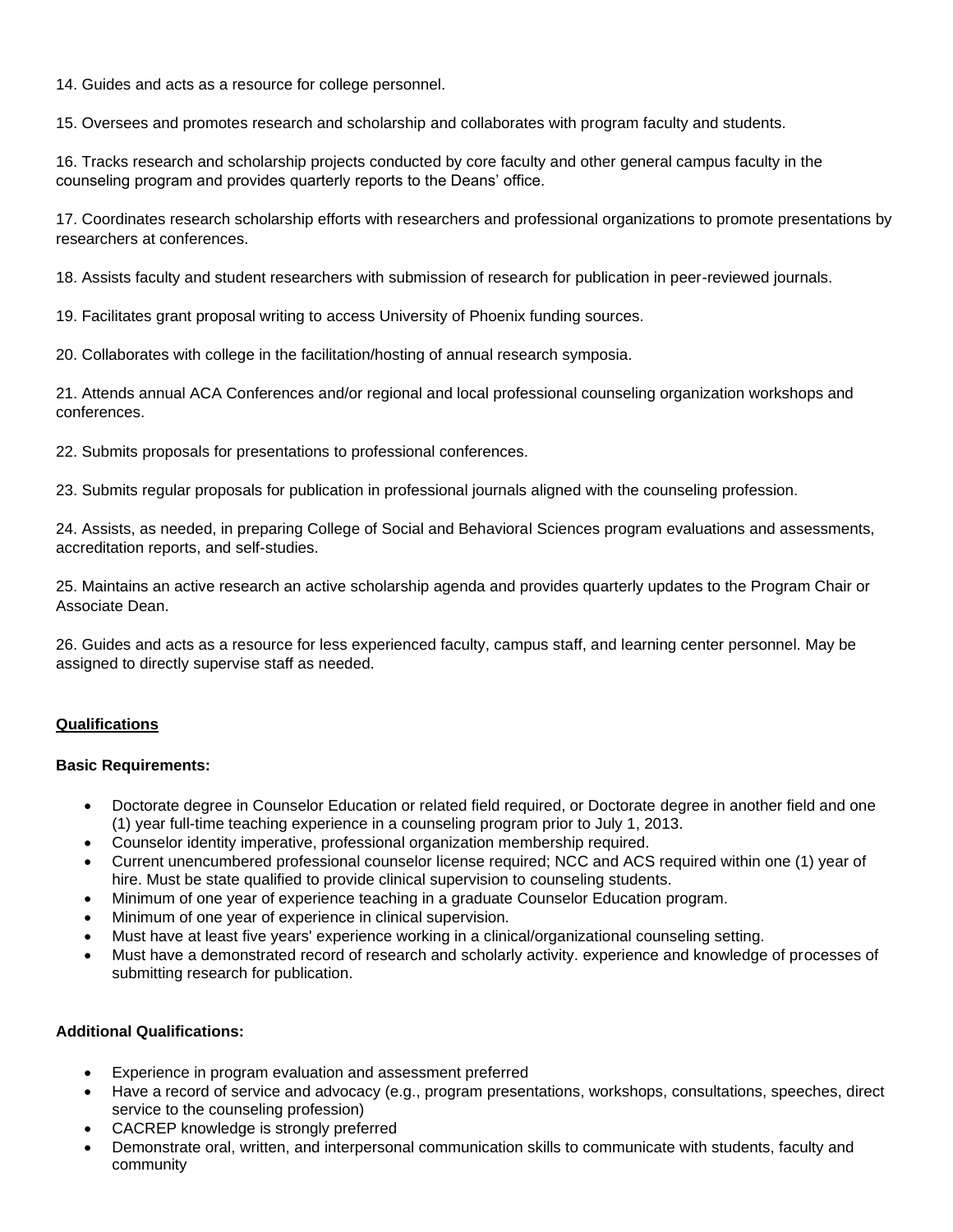14. Guides and acts as a resource for college personnel.

15. Oversees and promotes research and scholarship and collaborates with program faculty and students.

16. Tracks research and scholarship projects conducted by core faculty and other general campus faculty in the counseling program and provides quarterly reports to the Deans' office.

17. Coordinates research scholarship efforts with researchers and professional organizations to promote presentations by researchers at conferences.

18. Assists faculty and student researchers with submission of research for publication in peer-reviewed journals.

19. Facilitates grant proposal writing to access University of Phoenix funding sources.

20. Collaborates with college in the facilitation/hosting of annual research symposia.

21. Attends annual ACA Conferences and/or regional and local professional counseling organization workshops and conferences.

22. Submits proposals for presentations to professional conferences.

23. Submits regular proposals for publication in professional journals aligned with the counseling profession.

24. Assists, as needed, in preparing College of Social and Behavioral Sciences program evaluations and assessments, accreditation reports, and self-studies.

25. Maintains an active research an active scholarship agenda and provides quarterly updates to the Program Chair or Associate Dean.

26. Guides and acts as a resource for less experienced faculty, campus staff, and learning center personnel. May be assigned to directly supervise staff as needed.

## Qualifications

**Basic Requirements:**

- Doctorate degree in Counselor Education or related field required, or Doctorate degree in another field and one (1) year full-time teaching experience in a counseling program prior to July 1, 2013.
- Counselor identity imperative, professional organization membership required.
- Current unencumbered professional counselor license required; NCC and ACS required within one (1) year of hire. Must be state qualified to provide clinical supervision to counseling students.
- Minimum of one year of experience teaching in a graduate Counselor Education program.
- Minimum of one year of experience in clinical supervision.
- Must have at least five years' experience working in a clinical/organizational counseling setting.
- Must have a demonstrated record of research and scholarly activity. experience and knowledge of processes of submitting research for publication.

**Additional Qualifications:**

- Experience in program evaluation and assessment preferred
- Have a record of service and advocacy (e.g., program presentations, workshops, consultations, speeches, direct service to the counseling profession)
- CACREP knowledge is strongly preferred
- Demonstrate oral, written, and interpersonal communication skills to communicate with students, faculty and community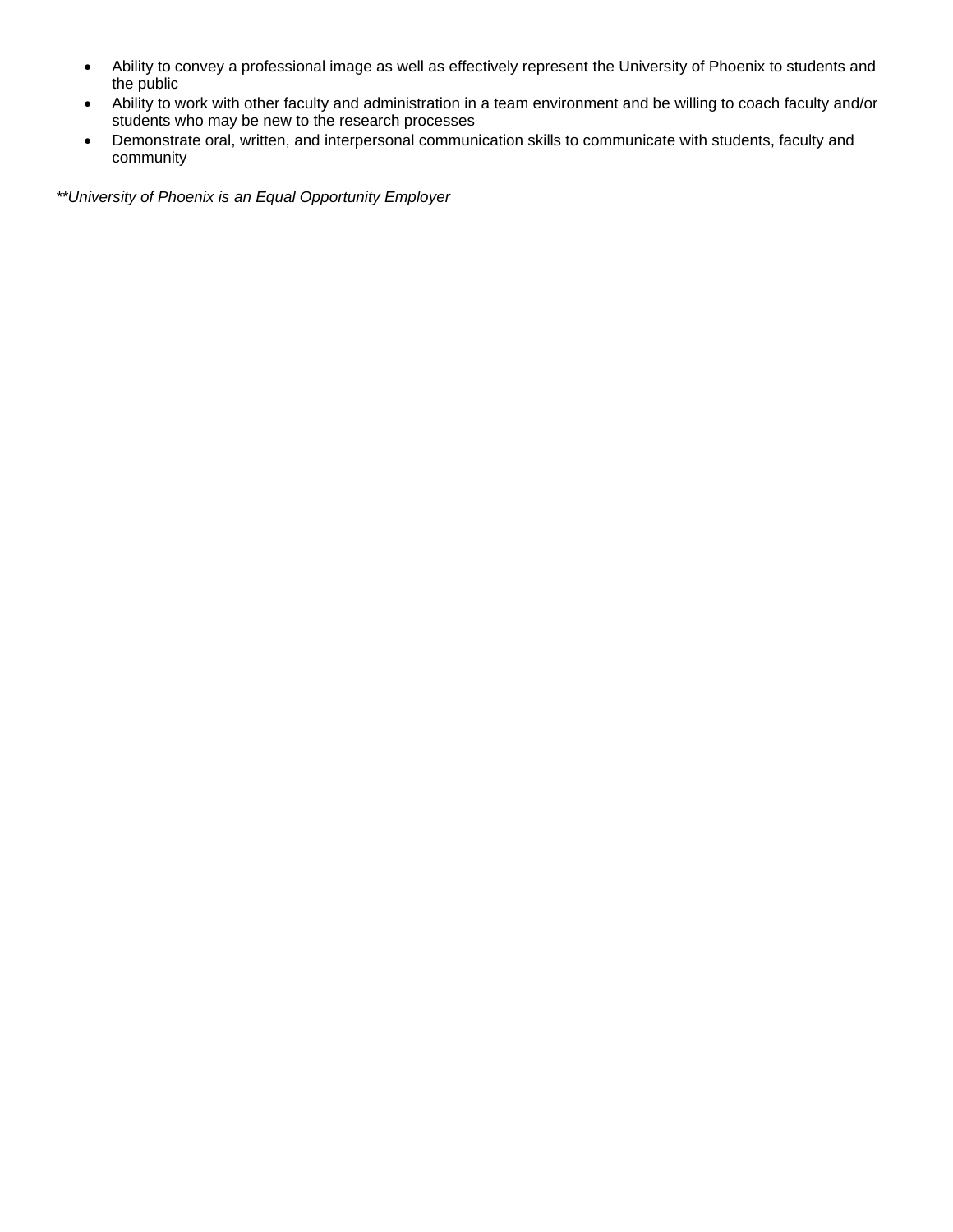- Ability to convey a professional image as well as effectively represent the University of Phoenix to students and the public
- Ability to work with other faculty and administration in a team environment and be willing to coach faculty and/or students who may be new to the research processes
- Demonstrate oral, written, and interpersonal communication skills to communicate with students, faculty and community

*\*\*University of Phoenix is an Equal Opportunity Employer*